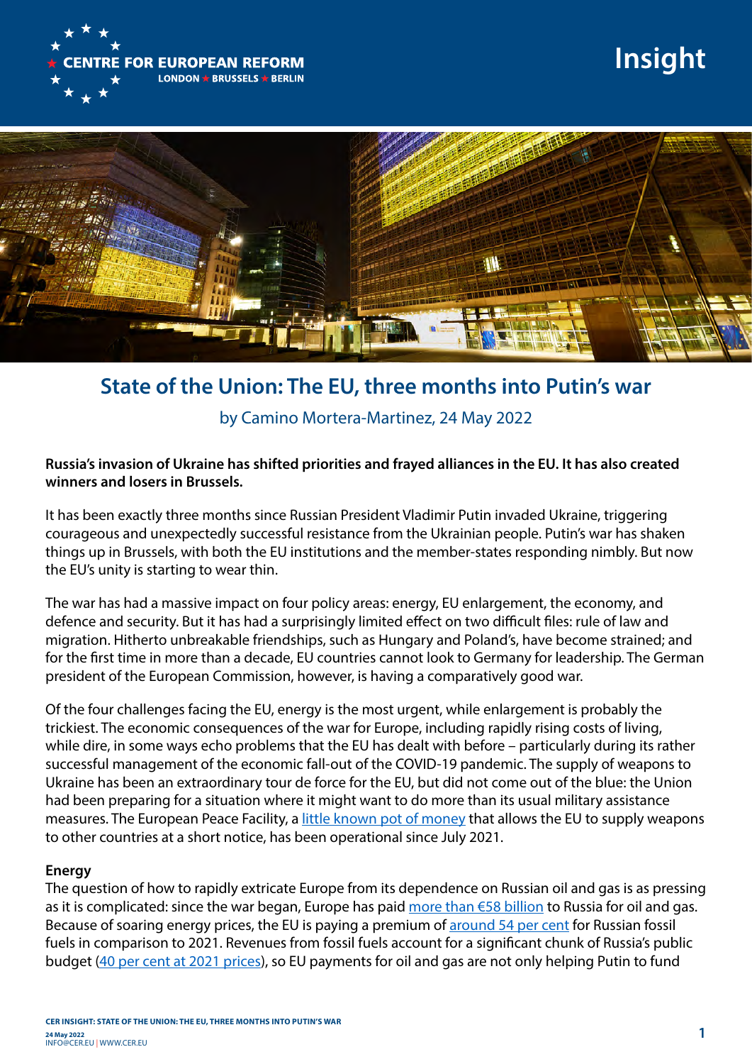# State of the Union: The EU, three months into Putin's war

by Camino Mortera-Martinez, 24 May 2022

**Russia's invasion of Ukraine has shifted priorities and frayed alliances in the EU. It has also created winners and losers in Brussels.**

It has been exactly three months since Russian President Vladimir Putin invaded Ukraine, triggering courageous and unexpectedly successful resistance from the Ukrainian people. Putin's war has shaken things up in Brussels, with both the EU institutions and the member-states responding nimbly. But now the EU's unity is starting to wear thin.

The war has had a massive impact on four policy areas: energy, EU enlargement, the economy, and defence and security. But it has had a surprisingly limited effect on two difficult files: rule of law and migration. Hitherto unbreakable friendships, such as Hungary and Poland's, have become strained; and for the first time in more than a decade, EU countries cannot look to Germany for leadership. The German president of the European Commission, however, is having a comparatively good war.

Of the four challenges facing the EU, energy is the most urgent, while enlargement is probably the trickiest. The economic consequences of the war for Europe, including rapidly rising costs of living, while dire, in some ways echo problems that the EU has dealt with before – particularly during its rather successful management of the economic fall-out of the COVID-19 pandemic. The supply of weapons to Ukraine has been an extraordinary tour de force for the EU, but did not come out of the blue: the Union had been preparing for a situation where it might want to do more than its usual military assistance measures. The European Peace Facility, a little known pot of money that allows the EU to supply weapons to other countries at a short notice, has been operational since July 2021.

### Energy

The question of how to rapidly extricate Europe from its dependence on Russian oil and gas is as pressing as it is complicated: since the war began, Europe has paid more than €58 billion to Russia for oil and gas. Because of soaring energy prices, the EU is paying a premium of around 54 per cent for Russian fossil fuels in comparison to 2021. Revenues from fossil fuels account for a significant chunk of Russia's public budget (40 per cent at 2021 prices), so EU payments for oil and gas are not only helping Putin to fund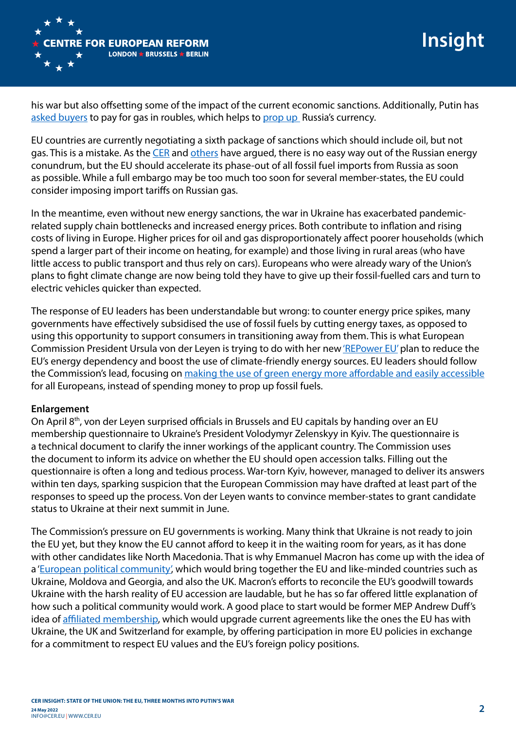his war but also offsetting some of the impact of the current economic sanctions. Additionally, Putin has asked buyers to pay for gas in roubles, which helps to prop up Russia's currency.

EU countries are currently negotiating a sixth package of sanctions which should include oil, but not gas. This is a mistake. As the CER and others have argued, there is no easy way out of the Russian energy conundrum, but the EU should accelerate its phase-out of all fossil fuel imports from Russia as soon as possible. While a full embargo may be too much too soon for several member-states, the EU could consider imposing import tariffs on Russian gas.

In the meantime, even without new energy sanctions, the war in Ukraine has exacerbated pandemic-related supply chain bottlenecks and increased energy prices. Both contribute to inflation and rising costs of living in Europe. Higher prices for oil and gas disproportionately affect poorer households (which spend a larger part of their income on heating, for example) and those living in rural areas (who have little access to public transport and thus rely on cars). Europeans who were already wary of the Union's plans to fight climate change are now being told they have to give up their fossil-fuelled cars and turn to electric vehicles quicker than expected.

The response of EU leaders has been understandable but wrong: to counter energy price spikes, many governments have effectively subsidised the use of fossil fuels by cutting energy taxes, as opposed to using this opportunity to support consumers in transitioning away from them. This is what European Commission President Ursula von der Leyen is trying to do with her new 'REPower EU' plan to reduce the EU's energy dependency and boost the use of climate-friendly energy sources. EU leaders should follow the Commission's lead, focusing on making the use of green energy more affordable and easily accessible for all Europeans, instead of spending money to prop up fossil fuels.

**Enlargement**

On April 8th, von der Leyen surprised officials in Brussels and EU capitals by handing over an EU membership questionnaire to Ukraine's President Volodymyr Zelenskyy in Kyiv. The questionnaire is a technical document to clarify the inner workings of the applicant country. The Commission uses the document to inform its advice on whether the EU should open accession talks. Filling out the questionnaire is often a long and tedious process. War-torn Kyiv, however, managed to deliver its answers within ten days, sparking suspicion that the European Commission may have drafted at least part of the responses to speed up the process. Von der Leyen wants to convince member-states to grant candidate status to Ukraine at their next summit in June.

The Commission's pressure on EU governments is working. Many think that Ukraine is not ready to join the EU yet, but they know the EU cannot afford to keep it in the waiting room for years, as it has done with other candidates like North Macedonia. That is why Emmanuel Macron has come up with the idea of a 'European political community', which would bring together the EU and like-minded countries such as Ukraine, Moldova and Georgia, and also the UK. Macron's efforts to reconcile the EU's goodwill towards Ukraine with the harsh reality of EU accession are laudable, but he has so far offered little explanation of how such a political community would work. A good place to start would be former MEP Andrew Duff's idea of affiliated membership, which would upgrade current agreements like the ones the EU has with Ukraine, the UK and Switzerland for example, by offering participation in more EU policies in exchange for a commitment to respect EU values and the EU's foreign policy positions.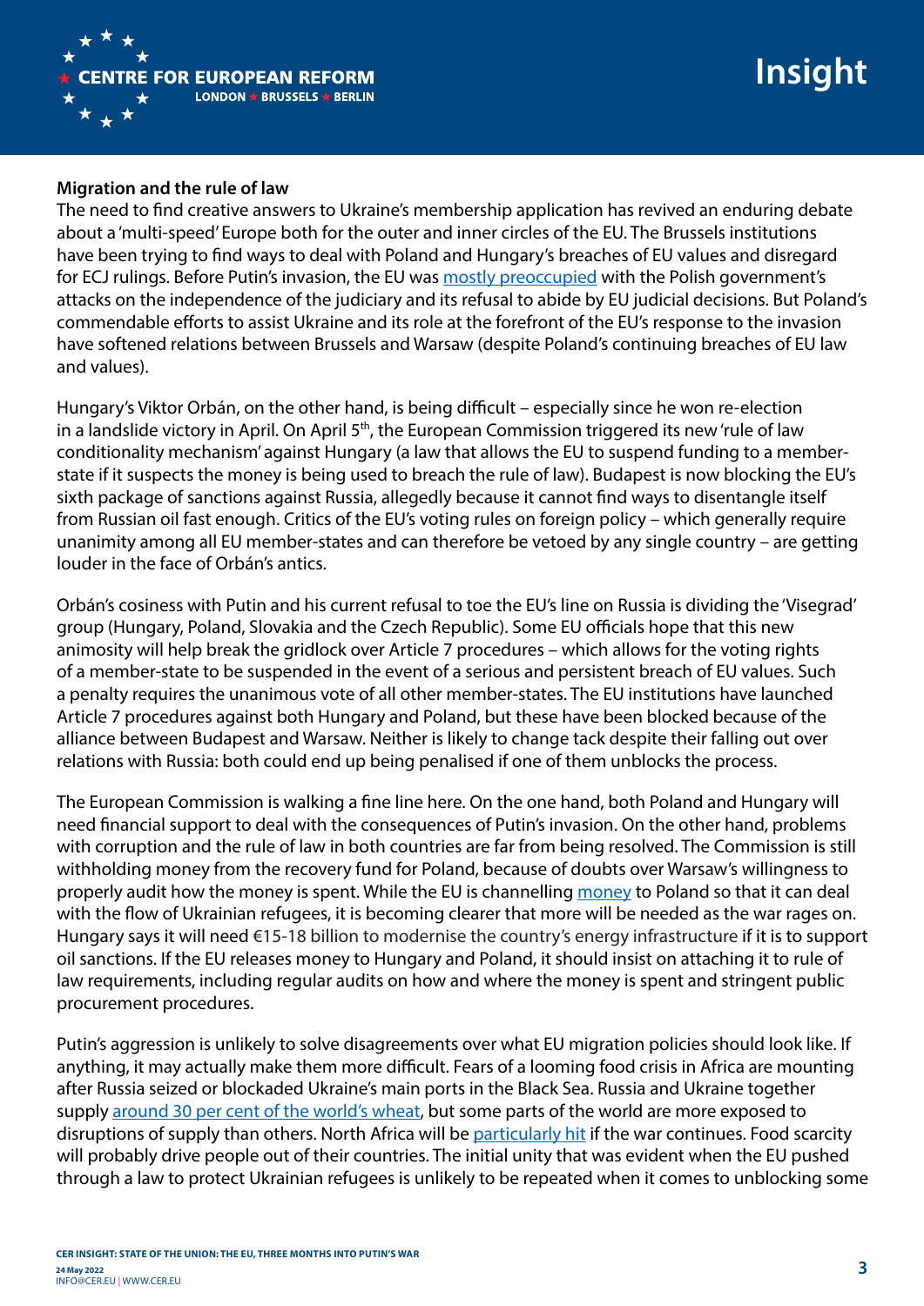**Migration and the rule of law**

The need to find creative answers to Ukraine's membership application has revived an enduring debate about a 'multi-speed' Europe both for the outer and inner circles of the EU. The Brussels institutions have been trying to find ways to deal with Poland and Hungary's breaches of EU values and disregard for ECJ rulings. Before Putin's invasion, the EU was mostly preoccupied with the Polish government's attacks on the independence of the judiciary and its refusal to abide by EU judicial decisions. But Poland's commendable efforts to assist Ukraine and its role at the forefront of the EU's response to the invasion have softened relations between Brussels and Warsaw (despite Poland's continuing breaches of EU law and values).

Hungary's Viktor Orbán, on the other hand, is being difficult – especially since he won re-election in a landslide victory in April. On April 5th, the European Commission triggered its new 'rule of law conditionality mechanism' against Hungary (a law that allows the EU to suspend funding to a member-state if it suspects the money is being used to breach the rule of law). Budapest is now blocking the EU's sixth package of sanctions against Russia, allegedly because it cannot find ways to disentangle itself from Russian oil fast enough. Critics of the EU's voting rules on foreign policy – which generally require unanimity among all EU member-states and can therefore be vetoed by any single country – are getting louder in the face of Orbán's antics.

Orbán's cosiness with Putin and his current refusal to toe the EU's line on Russia is dividing the 'Visegrad' group (Hungary, Poland, Slovakia and the Czech Republic). Some EU officials hope that this new animosity will help break the gridlock over Article 7 procedures – which allows for the voting rights of a member-state to be suspended in the event of a serious and persistent breach of EU values. Such a penalty requires the unanimous vote of all other member-states. The EU institutions have launched Article 7 procedures against both Hungary and Poland, but these have been blocked because of the alliance between Budapest and Warsaw. Neither is likely to change tack despite their falling out over relations with Russia: both could end up being penalised if one of them unblocks the process.

The European Commission is walking a fine line here. On the one hand, both Poland and Hungary will need financial support to deal with the consequences of Putin's invasion. On the other hand, problems with corruption and the rule of law in both countries are far from being resolved. The Commission is still withholding money from the recovery fund for Poland, because of doubts over Warsaw's willingness to properly audit how the money is spent. While the EU is channelling money to Poland so that it can deal with the flow of Ukrainian refugees, it is becoming clearer that more will be needed as the war rages on. Hungary says it will need €15-18 billion to modernise the country's energy infrastructure if it is to support oil sanctions. If the EU releases money to Hungary and Poland, it should insist on attaching it to rule of law requirements, including regular audits on how and where the money is spent and stringent public procurement procedures.

Putin's aggression is unlikely to solve disagreements over what EU migration policies should look like. If anything, it may actually make them more difficult. Fears of a looming food crisis in Africa are mounting after Russia seized or blockaded Ukraine's main ports in the Black Sea. Russia and Ukraine together supply around 30 per cent of the world's wheat, but some parts of the world are more exposed to disruptions of supply than others. North Africa will be particularly hit if the war continues. Food scarcity will probably drive people out of their countries. The initial unity that was evident when the EU pushed through a law to protect Ukrainian refugees is unlikely to be repeated when it comes to unblocking some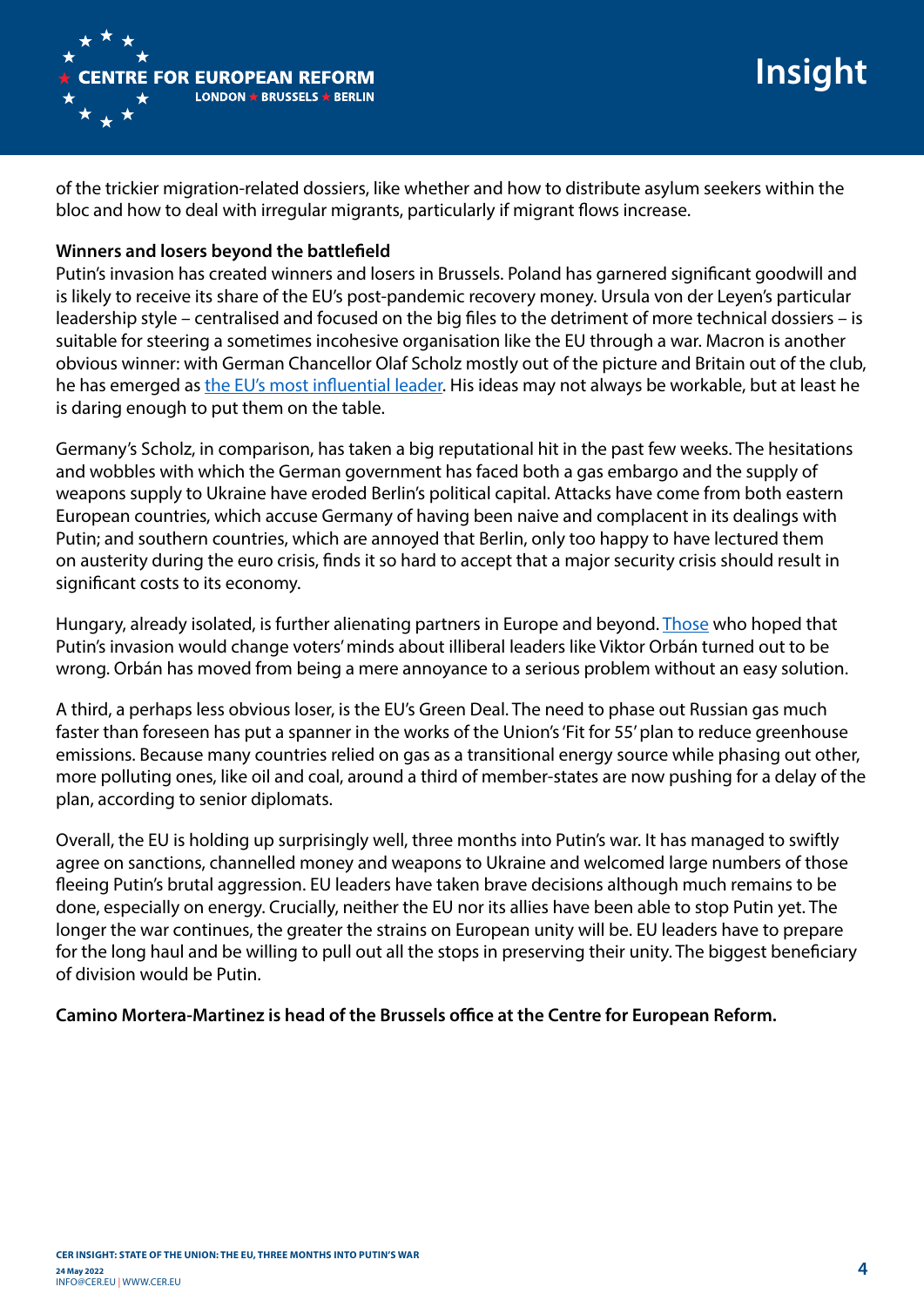of the trickier migration-related dossiers, like whether and how to distribute asylum seekers within the bloc and how to deal with irregular migrants, particularly if migrant flows increase.

**Winners and losers beyond the battlefield**

Putin's invasion has created winners and losers in Brussels. Poland has garnered significant goodwill and is likely to receive its share of the EU's post-pandemic recovery money. Ursula von der Leyen's particular leadership style – centralised and focused on the big files to the detriment of more technical dossiers – is suitable for steering a sometimes incohesive organisation like the EU through a war. Macron is another obvious winner: with German Chancellor Olaf Scholz mostly out of the picture and Britain out of the club, he has emerged as the EU's most influential leader. His ideas may not always be workable, but at least he is daring enough to put them on the table.

Germany's Scholz, in comparison, has taken a big reputational hit in the past few weeks. The hesitations and wobbles with which the German government has faced both a gas embargo and the supply of weapons supply to Ukraine have eroded Berlin's political capital. Attacks have come from both eastern European countries, which accuse Germany of having been naive and complacent in its dealings with Putin; and southern countries, which are annoyed that Berlin, only too happy to have lectured them on austerity during the euro crisis, finds it so hard to accept that a major security crisis should result in significant costs to its economy.

Hungary, already isolated, is further alienating partners in Europe and beyond. Those who hoped that Putin's invasion would change voters' minds about illiberal leaders like Viktor Orbán turned out to be wrong. Orbán has moved from being a mere annoyance to a serious problem without an easy solution.

A third, a perhaps less obvious loser, is the EU's Green Deal. The need to phase out Russian gas much faster than foreseen has put a spanner in the works of the Union's 'Fit for 55' plan to reduce greenhouse emissions. Because many countries relied on gas as a transitional energy source while phasing out other, more polluting ones, like oil and coal, around a third of member-states are now pushing for a delay of the plan, according to senior diplomats.

Overall, the EU is holding up surprisingly well, three months into Putin's war. It has managed to swiftly agree on sanctions, channelled money and weapons to Ukraine and welcomed large numbers of those fleeing Putin's brutal aggression. EU leaders have taken brave decisions although much remains to be done, especially on energy. Crucially, neither the EU nor its allies have been able to stop Putin yet. The longer the war continues, the greater the strains on European unity will be. EU leaders have to prepare for the long haul and be willing to pull out all the stops in preserving their unity. The biggest beneficiary of division would be Putin.

**Camino Mortera-Martinez is head of the Brussels office at the Centre for European Reform.**